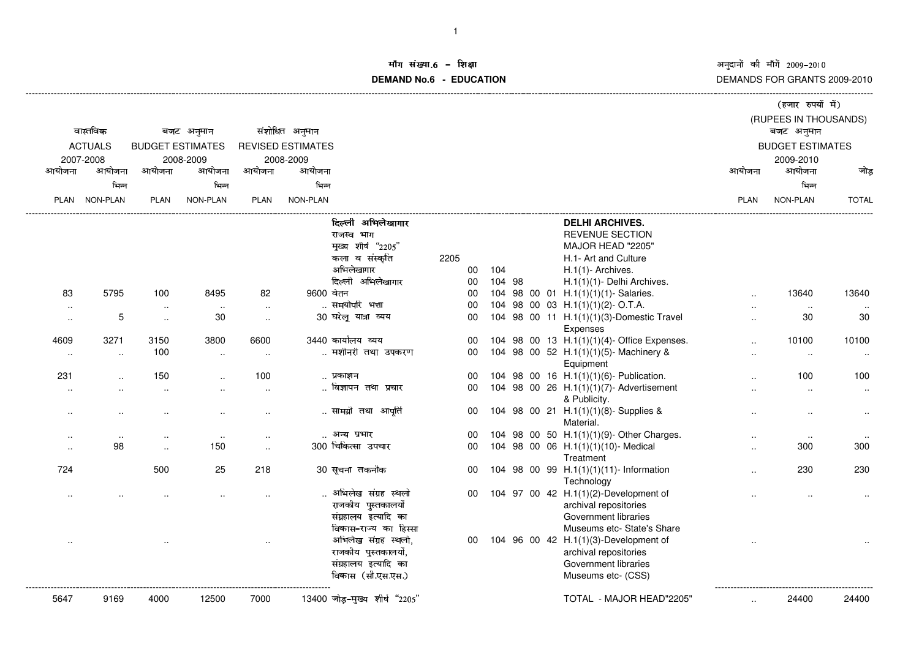# माँग संख्या.6 – शिक्षा

# DEMAND No.6 - EDUCATION

अनुदानों की माँगें 2009-2010

DEMANDS FOR GRANTS 2009-2010

(हजार रुपयों में)

(RUPEES IN THOUSANDS)

| वास्तविक ACTUALS 2007-2008 | | बजट अनुमान BUDGET ESTIMATES 2008-2009 | | संशोधित अनुमान REVISED ESTIMATES 2008-2009 | | | | | | | | | बजट अनुमान BUDGET ESTIMATES 2009-2010 | | |
|---|---|---|---|---|---|---|---|---|---|---|---|---|---|---|---|
| आयोजना PLAN | आयोजना भिन्न NON-PLAN | आयोजना PLAN | आयोजना भिन्न NON-PLAN | आयोजना PLAN | आयोजना भिन्न NON-PLAN | | | | | | | | आयोजना PLAN | आयोजना भिन्न NON-PLAN | जोड़ TOTAL |
| | | | | | | दिल्ली अभिलेखागार | | | | | | DELHI ARCHIVES. | | | |
| | | | | | | राजस्व भाग | | | | | | REVENUE SECTION | | | |
| | | | | | | मुख्य शीर्ष "2205" | | | | | | MAJOR HEAD "2205" | | | |
| | | | | | | कला व संस्कृति | 2205 | | | | | H.1- Art and Culture | | | |
| | | | | | | अभिलेखागार | 00 | 104 | | | | H.1(1)- Archives. | | | |
| | | | | | | दिल्ली अभिलेखागार | 00 | 104 | 98 | | | H.1(1)- Delhi Archives. | | | |
| 83 | 5795 | 100 | 8495 | 82 | 9600 | वेतन | 00 | 104 | 98 | 00 | 01 | H.1(1)(1)- Salaries. | .. | 13640 | 13640 |
| .. | .. | .. | .. | .. | .. | समयोपरि भत्ता | 00 | 104 | 98 | 00 | 03 | H.1(1)(1)(2)- O.T.A. | .. | .. | .. |
| .. | 5 | .. | 30 | .. | 30 | घरेलू यात्रा व्यय | 00 | 104 | 98 | 00 | 11 | H.1(1)(1)(3)-Domestic Travel Expenses | .. | 30 | 30 |
| 4609 | 3271 | 3150 | 3800 | 6600 | 3440 | कार्यालय व्यय | 00 | 104 | 98 | 00 | 13 | H.1(1)(1)(4)- Office Expenses. | .. | 10100 | 10100 |
| .. | .. | 100 | .. | .. | .. | मशीनरी तथा उपकरण | 00 | 104 | 98 | 00 | 52 | H.1(1)(1)(5)- Machinery & Equipment | .. | .. | .. |
| 231 | .. | 150 | .. | 100 | .. | प्रकाशन | 00 | 104 | 98 | 00 | 16 | H.1(1)(1)(6)- Publication. | .. | 100 | 100 |
| .. | .. | .. | .. | .. | .. | विज्ञापन तथा प्रचार | 00 | 104 | 98 | 00 | 26 | H.1(1)(1)(7)- Advertisement & Publicity. | .. | .. | .. |
| .. | .. | .. | .. | .. | .. | सामग्री तथा आपूर्ति | 00 | 104 | 98 | 00 | 21 | H.1(1)(1)(8)- Supplies & Material. | .. | .. | .. |
| .. | .. | .. | .. | .. | .. | अन्य प्रभार | 00 | 104 | 98 | 00 | 50 | H.1(1)(1)(9)- Other Charges. | .. | .. | .. |
| .. | 98 | .. | 150 | .. | 300 | चिकित्सा उपचार | 00 | 104 | 98 | 00 | 06 | H.1(1)(1)(10)- Medical Treatment | .. | 300 | 300 |
| 724 | | 500 | 25 | 218 | 30 | सूचना तकनीक | 00 | 104 | 98 | 00 | 99 | H.1(1)(1)(11)- Information Technology | .. | 230 | 230 |
| .. | .. | .. | .. | .. | .. | अभिलेख संग्रह स्थलो राजकीय पुस्तकालयों संग्रहालय इत्यादि का विकास-राज्य का हिस्सा | 00 | 104 | 97 | 00 | 42 | H.1(1)(2)-Development of archival repositories Government libraries Museums etc- State's Share | .. | .. | .. |
| .. | | .. | | .. | | अभिलेख संग्रह स्थलो, राजकीय पुस्तकालयों, संग्रहालय इत्यादि का विकास (सी.एस.एस.) | 00 | 104 | 96 | 00 | 42 | H.1(1)(3)-Development of archival repositories Government libraries Museums etc- (CSS) | .. | | .. |
| 5647 | 9169 | 4000 | 12500 | 7000 | 13400 | जोड़-मुख्य शीर्ष "2205" | | | | | | TOTAL - MAJOR HEAD"2205" | .. | 24400 | 24400 |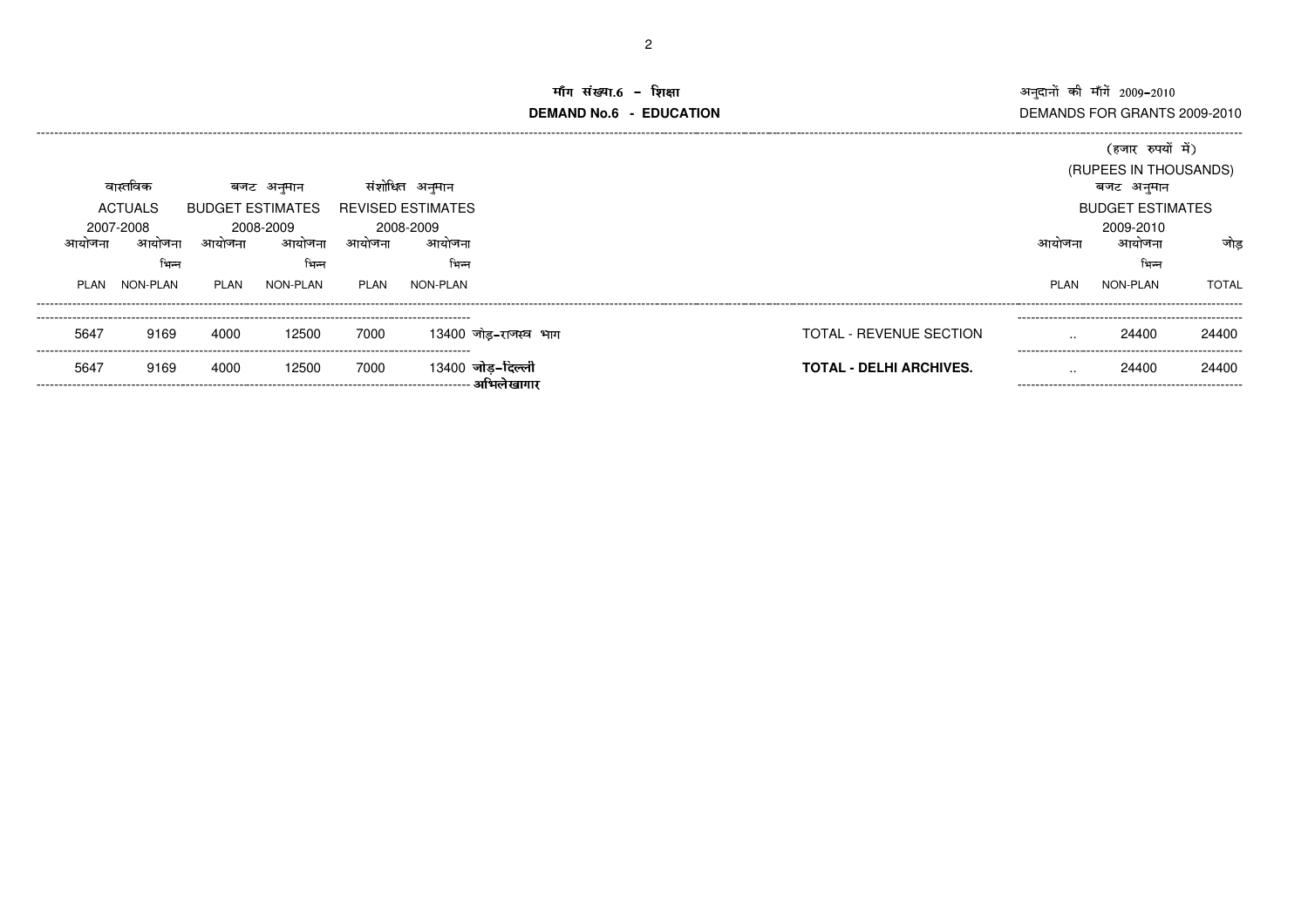माँग संख्या.6 - शिक्षा

**DEMAND No.6 - EDUCATION**

अनुदानों की माँगें 2009-2010

DEMANDS FOR GRANTS 2009-2010

(हजार रुपयों में)

(RUPEES IN THOUSANDS)

| वास्तविक ACTUALS 2007-2008 | | बजट अनुमान BUDGET ESTIMATES 2008-2009 | | संशोधित अनुमान REVISED ESTIMATES 2008-2009 | | | | बजट अनुमान BUDGET ESTIMATES 2009-2010 | | |
|---|---|---|---|---|---|---|---|---|---|---|
| आयोजना PLAN | आयोजना भिन्न NON-PLAN | आयोजना PLAN | आयोजना भिन्न NON-PLAN | आयोजना PLAN | आयोजना भिन्न NON-PLAN | | | आयोजना PLAN | आयोजना भिन्न NON-PLAN | जोड़ TOTAL |
| 5647 | 9169 | 4000 | 12500 | 7000 | 13400 | जोड़-राजस्व भाग | TOTAL - REVENUE SECTION | .. | 24400 | 24400 |
| 5647 | 9169 | 4000 | 12500 | 7000 | 13400 | **जोड़-दिल्ली अभिलेखागार** | **TOTAL - DELHI ARCHIVES.** | .. | 24400 | 24400 |